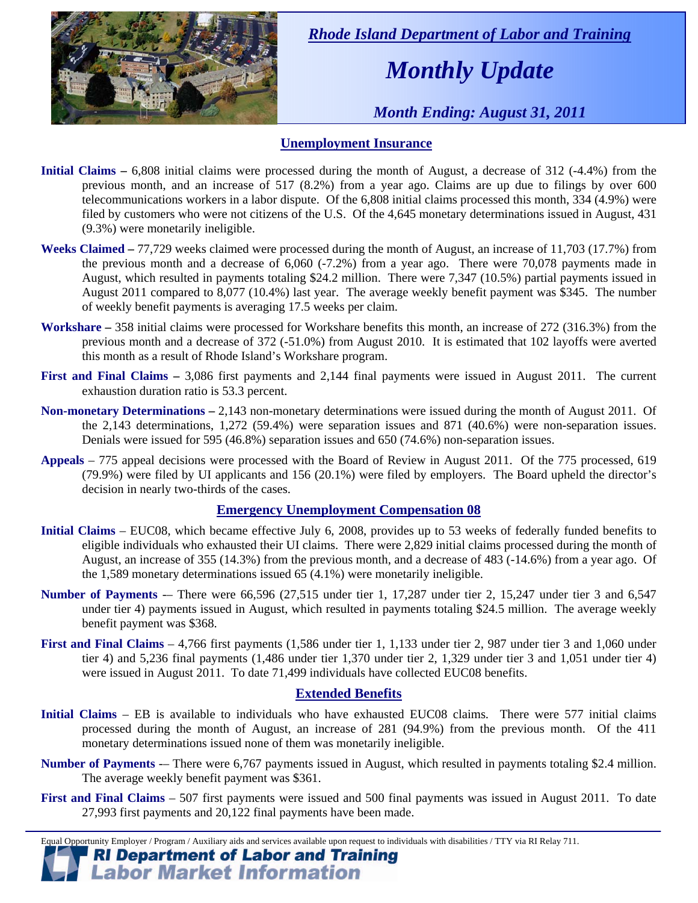*Rhode Island Department of Labor and Training*

# *Monthly Update*

*Month Ending: August 31, 2011*

## Unemployment Insurance

**Initial Claims –** 6,808 initial claims were processed during the month of August, a decrease of 312 (-4.4%) from the previous month, and an increase of 517 (8.2%) from a year ago. Claims are up due to filings by over 600 telecommunications workers in a labor dispute. Of the 6,808 initial claims processed this month, 334 (4.9%) were filed by customers who were not citizens of the U.S. Of the 4,645 monetary determinations issued in August, 431 (9.3%) were monetarily ineligible.

**Weeks Claimed –** 77,729 weeks claimed were processed during the month of August, an increase of 11,703 (17.7%) from the previous month and a decrease of 6,060 (-7.2%) from a year ago. There were 70,078 payments made in August, which resulted in payments totaling $24.2 million. There were 7,347 (10.5%) partial payments issued in August 2011 compared to 8,077 (10.4%) last year. The average weekly benefit payment was $345. The number of weekly benefit payments is averaging 17.5 weeks per claim.

**Workshare –** 358 initial claims were processed for Workshare benefits this month, an increase of 272 (316.3%) from the previous month and a decrease of 372 (-51.0%) from August 2010. It is estimated that 102 layoffs were averted this month as a result of Rhode Island's Workshare program.

**First and Final Claims –** 3,086 first payments and 2,144 final payments were issued in August 2011. The current exhaustion duration ratio is 53.3 percent.

**Non-monetary Determinations –** 2,143 non-monetary determinations were issued during the month of August 2011. Of the 2,143 determinations, 1,272 (59.4%) were separation issues and 871 (40.6%) were non-separation issues. Denials were issued for 595 (46.8%) separation issues and 650 (74.6%) non-separation issues.

**Appeals** – 775 appeal decisions were processed with the Board of Review in August 2011. Of the 775 processed, 619 (79.9%) were filed by UI applicants and 156 (20.1%) were filed by employers. The Board upheld the director's decision in nearly two-thirds of the cases.

## Emergency Unemployment Compensation 08

**Initial Claims** – EUC08, which became effective July 6, 2008, provides up to 53 weeks of federally funded benefits to eligible individuals who exhausted their UI claims. There were 2,829 initial claims processed during the month of August, an increase of 355 (14.3%) from the previous month, and a decrease of 483 (-14.6%) from a year ago. Of the 1,589 monetary determinations issued 65 (4.1%) were monetarily ineligible.

**Number of Payments** -– There were 66,596 (27,515 under tier 1, 17,287 under tier 2, 15,247 under tier 3 and 6,547 under tier 4) payments issued in August, which resulted in payments totaling $24.5 million. The average weekly benefit payment was $368.

**First and Final Claims** – 4,766 first payments (1,586 under tier 1, 1,133 under tier 2, 987 under tier 3 and 1,060 under tier 4) and 5,236 final payments (1,486 under tier 1,370 under tier 2, 1,329 under tier 3 and 1,051 under tier 4) were issued in August 2011. To date 71,499 individuals have collected EUC08 benefits.

## Extended Benefits

**Initial Claims** – EB is available to individuals who have exhausted EUC08 claims. There were 577 initial claims processed during the month of August, an increase of 281 (94.9%) from the previous month. Of the 411 monetary determinations issued none of them was monetarily ineligible.

**Number of Payments** -– There were 6,767 payments issued in August, which resulted in payments totaling $2.4 million. The average weekly benefit payment was $361.

**First and Final Claims** – 507 first payments were issued and 500 final payments was issued in August 2011. To date 27,993 first payments and 20,122 final payments have been made.

Equal Opportunity Employer / Program / Auxiliary aids and services available upon request to individuals with disabilities / TTY via RI Relay 711.

**RI Department of Labor and Training**
**Labor Market Information**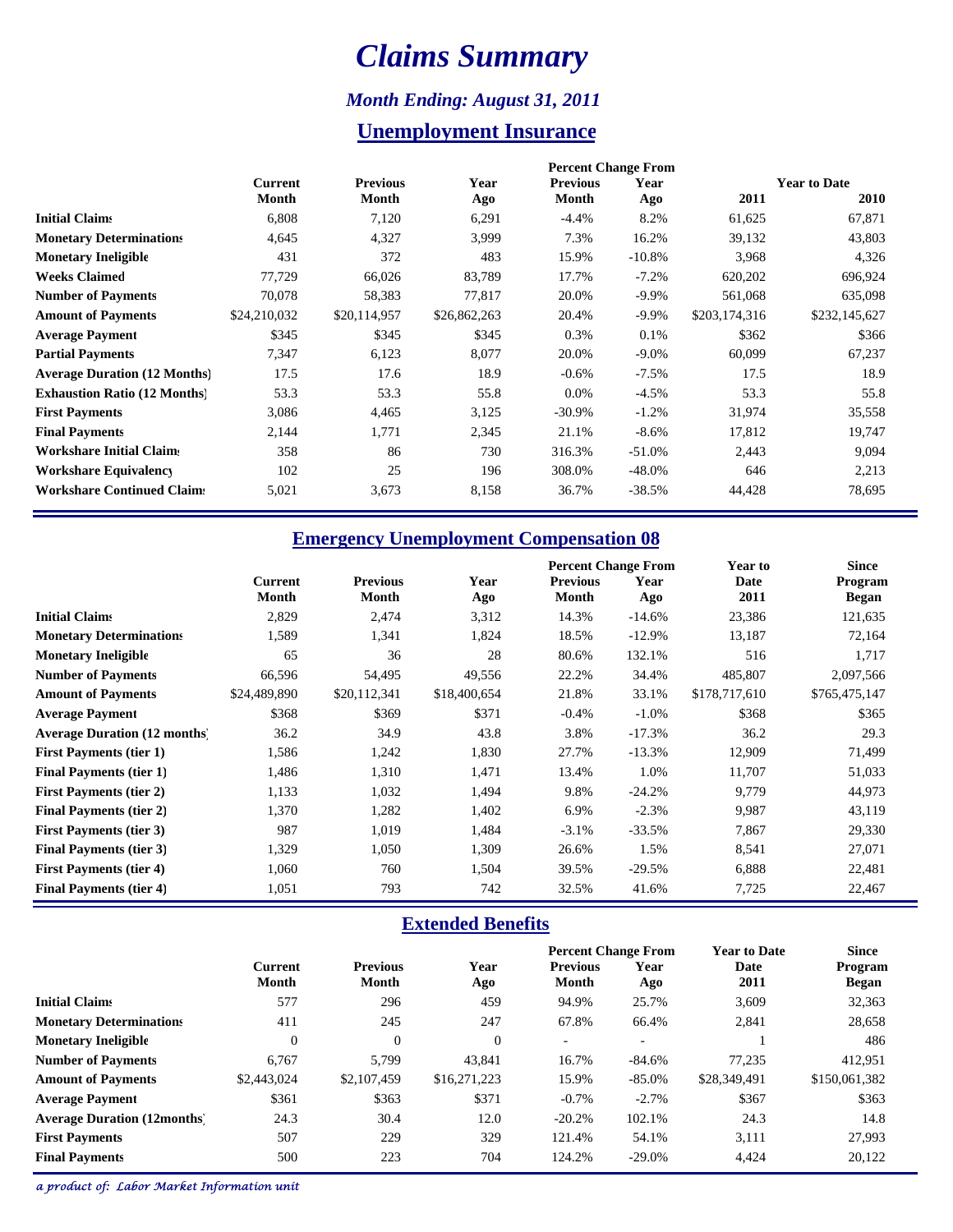# *Claims Summary*

### *Month Ending: August 31, 2011*

## Unemployment Insurance

| | Current Month | Previous Month | Year Ago | Percent Change From Previous Month | Percent Change From Year Ago | Year to Date 2011 | Year to Date 2010 |
|---|---|---|---|---|---|---|---|
| **Initial Claims** | 6,808 | 7,120 | 6,291 | -4.4% | 8.2% | 61,625 | 67,871 |
| **Monetary Determinations** | 4,645 | 4,327 | 3,999 | 7.3% | 16.2% | 39,132 | 43,803 |
| **Monetary Ineligible** | 431 | 372 | 483 | 15.9% | -10.8% | 3,968 | 4,326 |
| **Weeks Claimed** | 77,729 | 66,026 | 83,789 | 17.7% | -7.2% | 620,202 | 696,924 |
| **Number of Payments** | 70,078 | 58,383 | 77,817 | 20.0% | -9.9% | 561,068 | 635,098 |
| **Amount of Payments** | $24,210,032 | $20,114,957 | $26,862,263 | 20.4% | -9.9% | $203,174,316 | $232,145,627 |
| **Average Payment** | $345 | $345 | $345 | 0.3% | 0.1% | $362 | $366 |
| **Partial Payments** | 7,347 | 6,123 | 8,077 | 20.0% | -9.0% | 60,099 | 67,237 |
| **Average Duration (12 Months)** | 17.5 | 17.6 | 18.9 | -0.6% | -7.5% | 17.5 | 18.9 |
| **Exhaustion Ratio (12 Months)** | 53.3 | 53.3 | 55.8 | 0.0% | -4.5% | 53.3 | 55.8 |
| **First Payments** | 3,086 | 4,465 | 3,125 | -30.9% | -1.2% | 31,974 | 35,558 |
| **Final Payments** | 2,144 | 1,771 | 2,345 | 21.1% | -8.6% | 17,812 | 19,747 |
| **Workshare Initial Claims** | 358 | 86 | 730 | 316.3% | -51.0% | 2,443 | 9,094 |
| **Workshare Equivalency** | 102 | 25 | 196 | 308.0% | -48.0% | 646 | 2,213 |
| **Workshare Continued Claims** | 5,021 | 3,673 | 8,158 | 36.7% | -38.5% | 44,428 | 78,695 |

## Emergency Unemployment Compensation 08

| | Current Month | Previous Month | Year Ago | Percent Change From Previous Month | Percent Change From Year Ago | Year to Date 2011 | Since Program Began |
|---|---|---|---|---|---|---|---|
| **Initial Claims** | 2,829 | 2,474 | 3,312 | 14.3% | -14.6% | 23,386 | 121,635 |
| **Monetary Determinations** | 1,589 | 1,341 | 1,824 | 18.5% | -12.9% | 13,187 | 72,164 |
| **Monetary Ineligible** | 65 | 36 | 28 | 80.6% | 132.1% | 516 | 1,717 |
| **Number of Payments** | 66,596 | 54,495 | 49,556 | 22.2% | 34.4% | 485,807 | 2,097,566 |
| **Amount of Payments** | $24,489,890 | $20,112,341 | $18,400,654 | 21.8% | 33.1% | $178,717,610 | $765,475,147 |
| **Average Payment** | $368 | $369 | $371 | -0.4% | -1.0% | $368 | $365 |
| **Average Duration (12 months)** | 36.2 | 34.9 | 43.8 | 3.8% | -17.3% | 36.2 | 29.3 |
| **First Payments (tier 1)** | 1,586 | 1,242 | 1,830 | 27.7% | -13.3% | 12,909 | 71,499 |
| **Final Payments (tier 1)** | 1,486 | 1,310 | 1,471 | 13.4% | 1.0% | 11,707 | 51,033 |
| **First Payments (tier 2)** | 1,133 | 1,032 | 1,494 | 9.8% | -24.2% | 9,779 | 44,973 |
| **Final Payments (tier 2)** | 1,370 | 1,282 | 1,402 | 6.9% | -2.3% | 9,987 | 43,119 |
| **First Payments (tier 3)** | 987 | 1,019 | 1,484 | -3.1% | -33.5% | 7,867 | 29,330 |
| **Final Payments (tier 3)** | 1,329 | 1,050 | 1,309 | 26.6% | 1.5% | 8,541 | 27,071 |
| **First Payments (tier 4)** | 1,060 | 760 | 1,504 | 39.5% | -29.5% | 6,888 | 22,481 |
| **Final Payments (tier 4)** | 1,051 | 793 | 742 | 32.5% | 41.6% | 7,725 | 22,467 |

## Extended Benefits

| | Current Month | Previous Month | Year Ago | Percent Change From Previous Month | Percent Change From Year Ago | Year to Date 2011 | Since Program Began |
|---|---|---|---|---|---|---|---|
| **Initial Claims** | 577 | 296 | 459 | 94.9% | 25.7% | 3,609 | 32,363 |
| **Monetary Determinations** | 411 | 245 | 247 | 67.8% | 66.4% | 2,841 | 28,658 |
| **Monetary Ineligible** | 0 | 0 | 0 | - | - | 1 | 486 |
| **Number of Payments** | 6,767 | 5,799 | 43,841 | 16.7% | -84.6% | 77,235 | 412,951 |
| **Amount of Payments** | $2,443,024 | $2,107,459 | $16,271,223 | 15.9% | -85.0% | $28,349,491 | $150,061,382 |
| **Average Payment** | $361 | $363 | $371 | -0.7% | -2.7% | $367 | $363 |
| **Average Duration (12months)** | 24.3 | 30.4 | 12.0 | -20.2% | 102.1% | 24.3 | 14.8 |
| **First Payments** | 507 | 229 | 329 | 121.4% | 54.1% | 3,111 | 27,993 |
| **Final Payments** | 500 | 223 | 704 | 124.2% | -29.0% | 4,424 | 20,122 |

*a product of: Labor Market Information unit*